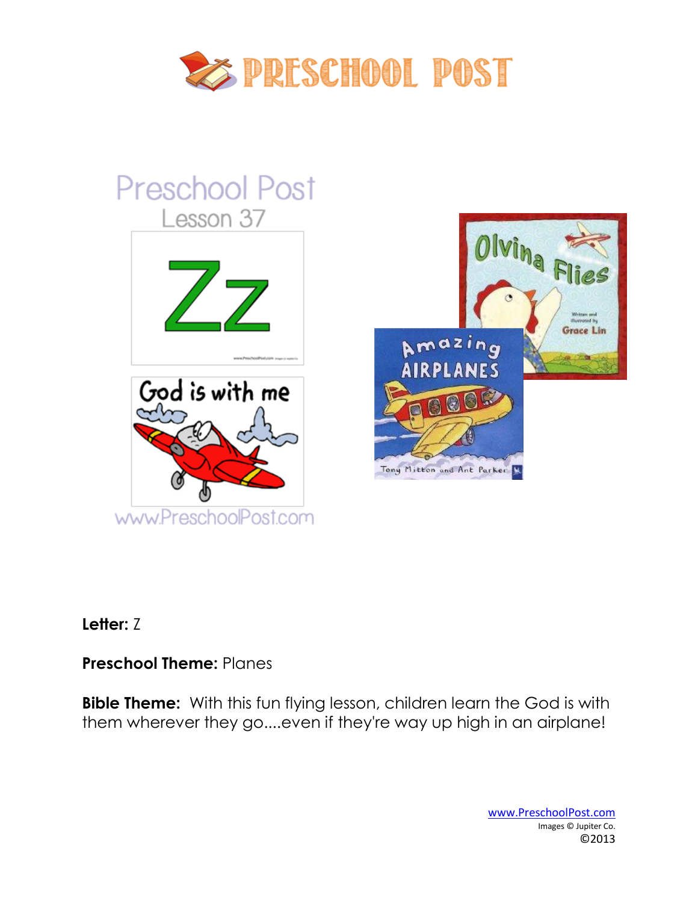# PRESCHOOL POST

Preschool Post
Lesson 37

Zz

God is with me

www.PreschoolPost.com

Olvina Flies
Written and illustrated by Grace Lin

Amazing AIRPLANES
Tony Mitton and Ant Parker

**Letter:** Z

**Preschool Theme:** Planes

**Bible Theme:** With this fun flying lesson, children learn the God is with them wherever they go....even if they're way up high in an airplane!

www.PreschoolPost.com
Images © Jupiter Co.
©2013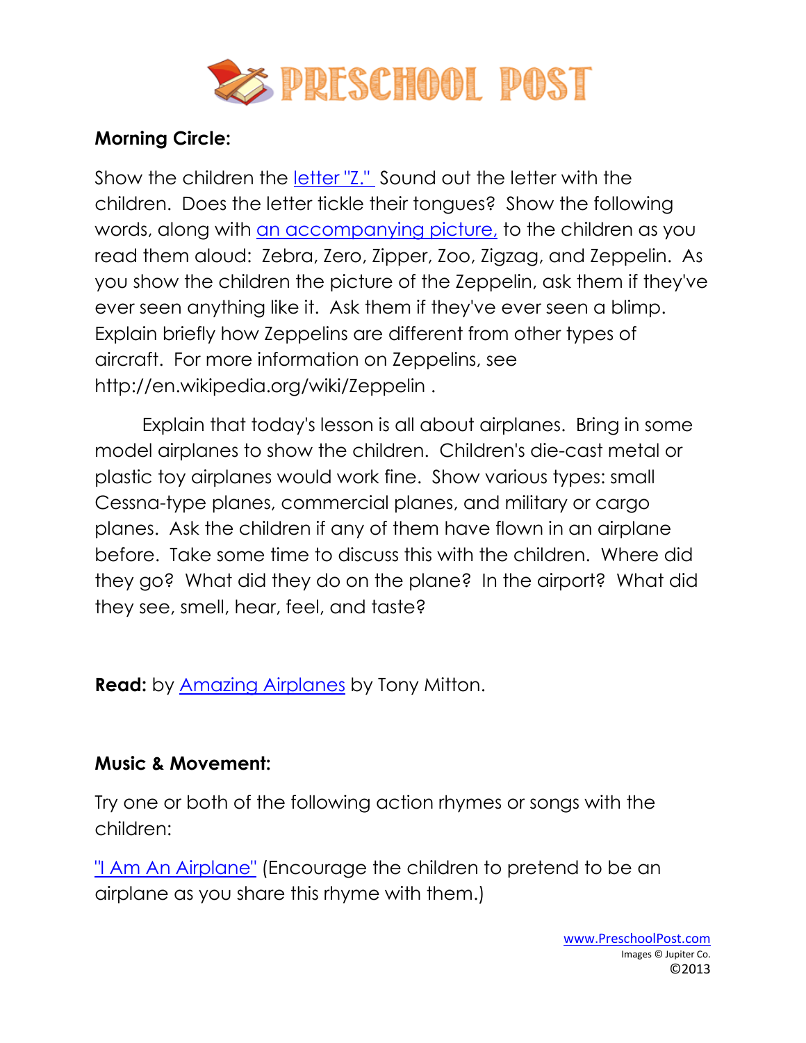**Morning Circle:**

Show the children the letter "Z." Sound out the letter with the children. Does the letter tickle their tongues? Show the following words, along with an accompanying picture, to the children as you read them aloud: Zebra, Zero, Zipper, Zoo, Zigzag, and Zeppelin. As you show the children the picture of the Zeppelin, ask them if they've ever seen anything like it. Ask them if they've ever seen a blimp. Explain briefly how Zeppelins are different from other types of aircraft. For more information on Zeppelins, see http://en.wikipedia.org/wiki/Zeppelin .

Explain that today's lesson is all about airplanes. Bring in some model airplanes to show the children. Children's die-cast metal or plastic toy airplanes would work fine. Show various types: small Cessna-type planes, commercial planes, and military or cargo planes. Ask the children if any of them have flown in an airplane before. Take some time to discuss this with the children. Where did they go? What did they do on the plane? In the airport? What did they see, smell, hear, feel, and taste?

**Read:** by Amazing Airplanes by Tony Mitton.

**Music & Movement:**

Try one or both of the following action rhymes or songs with the children:

"I Am An Airplane" (Encourage the children to pretend to be an airplane as you share this rhyme with them.)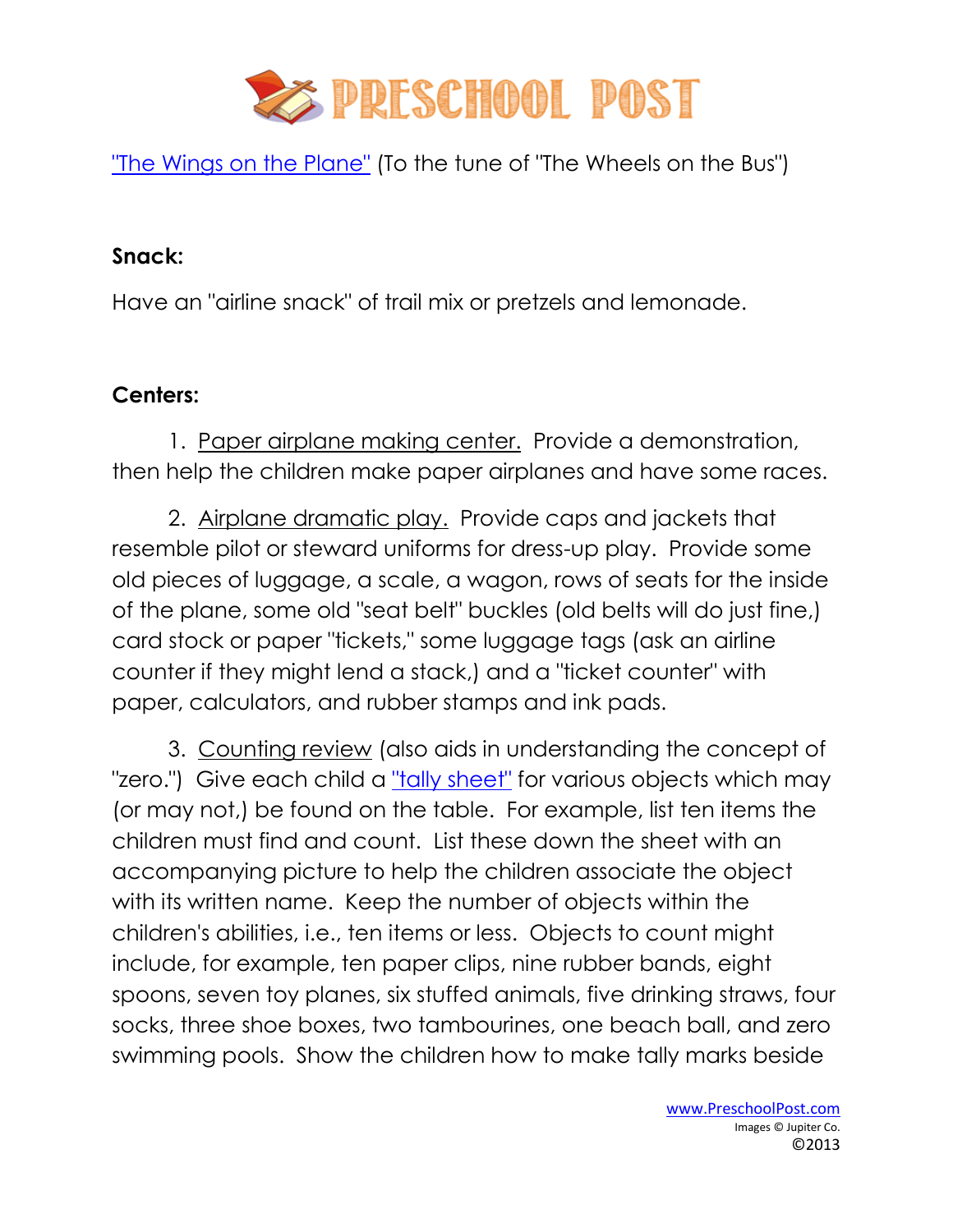"The Wings on the Plane" (To the tune of "The Wheels on the Bus")

**Snack:**

Have an "airline snack" of trail mix or pretzels and lemonade.

**Centers:**

1. Paper airplane making center. Provide a demonstration, then help the children make paper airplanes and have some races.

2. Airplane dramatic play. Provide caps and jackets that resemble pilot or steward uniforms for dress-up play. Provide some old pieces of luggage, a scale, a wagon, rows of seats for the inside of the plane, some old "seat belt" buckles (old belts will do just fine,) card stock or paper "tickets," some luggage tags (ask an airline counter if they might lend a stack,) and a "ticket counter" with paper, calculators, and rubber stamps and ink pads.

3. Counting review (also aids in understanding the concept of "zero.") Give each child a "tally sheet" for various objects which may (or may not,) be found on the table. For example, list ten items the children must find and count. List these down the sheet with an accompanying picture to help the children associate the object with its written name. Keep the number of objects within the children's abilities, i.e., ten items or less. Objects to count might include, for example, ten paper clips, nine rubber bands, eight spoons, seven toy planes, six stuffed animals, five drinking straws, four socks, three shoe boxes, two tambourines, one beach ball, and zero swimming pools. Show the children how to make tally marks beside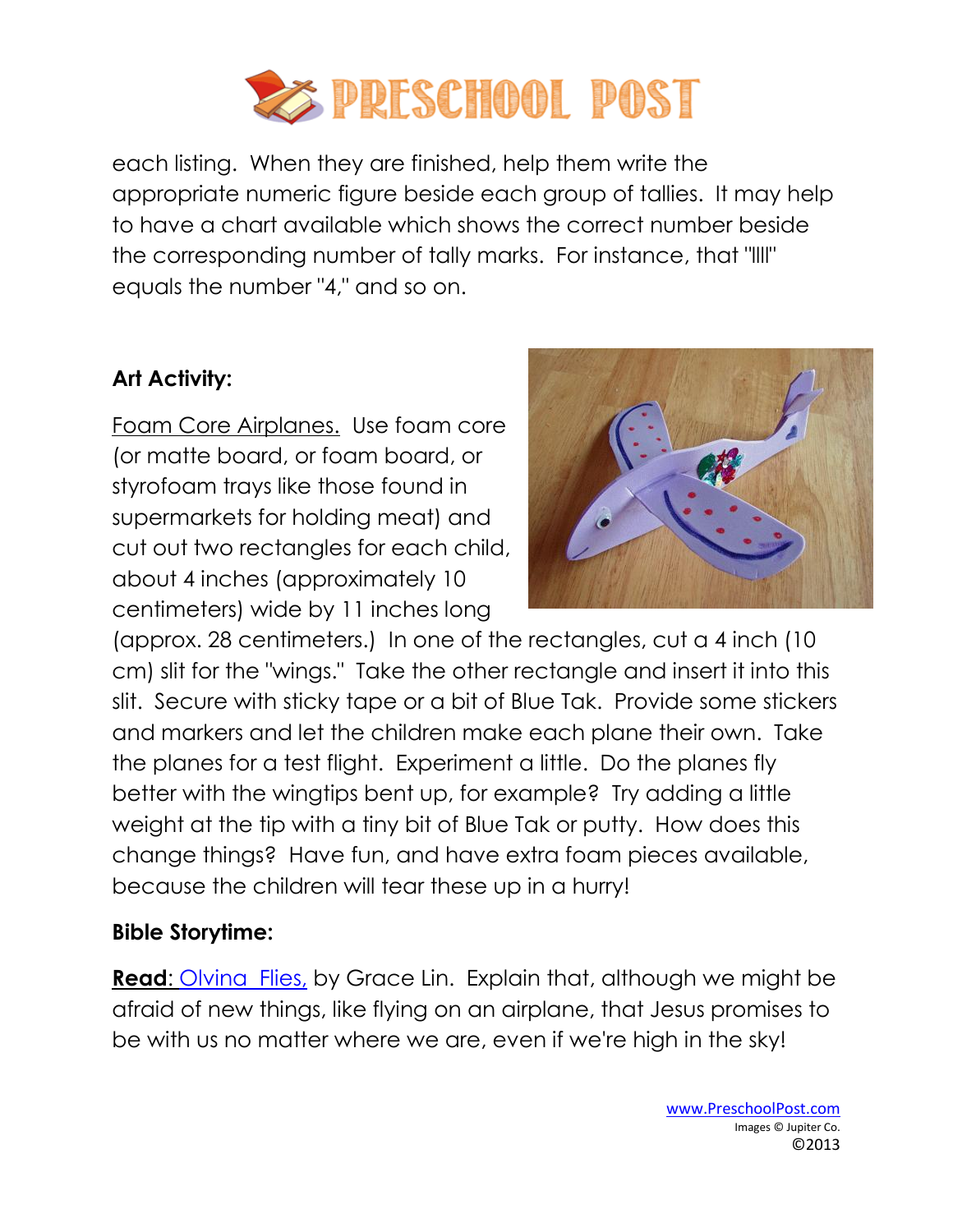each listing. When they are finished, help them write the appropriate numeric figure beside each group of tallies. It may help to have a chart available which shows the correct number beside the corresponding number of tally marks. For instance, that "IIII" equals the number "4," and so on.

**Art Activity:**

Foam Core Airplanes. Use foam core (or matte board, or foam board, or styrofoam trays like those found in supermarkets for holding meat) and cut out two rectangles for each child, about 4 inches (approximately 10 centimeters) wide by 11 inches long (approx. 28 centimeters.) In one of the rectangles, cut a 4 inch (10 cm) slit for the "wings." Take the other rectangle and insert it into this slit. Secure with sticky tape or a bit of Blue Tak. Provide some stickers and markers and let the children make each plane their own. Take the planes for a test flight. Experiment a little. Do the planes fly better with the wingtips bent up, for example? Try adding a little weight at the tip with a tiny bit of Blue Tak or putty. How does this change things? Have fun, and have extra foam pieces available, because the children will tear these up in a hurry!

**Bible Storytime:**

**Read**: Olvina Flies, by Grace Lin. Explain that, although we might be afraid of new things, like flying on an airplane, that Jesus promises to be with us no matter where we are, even if we're high in the sky!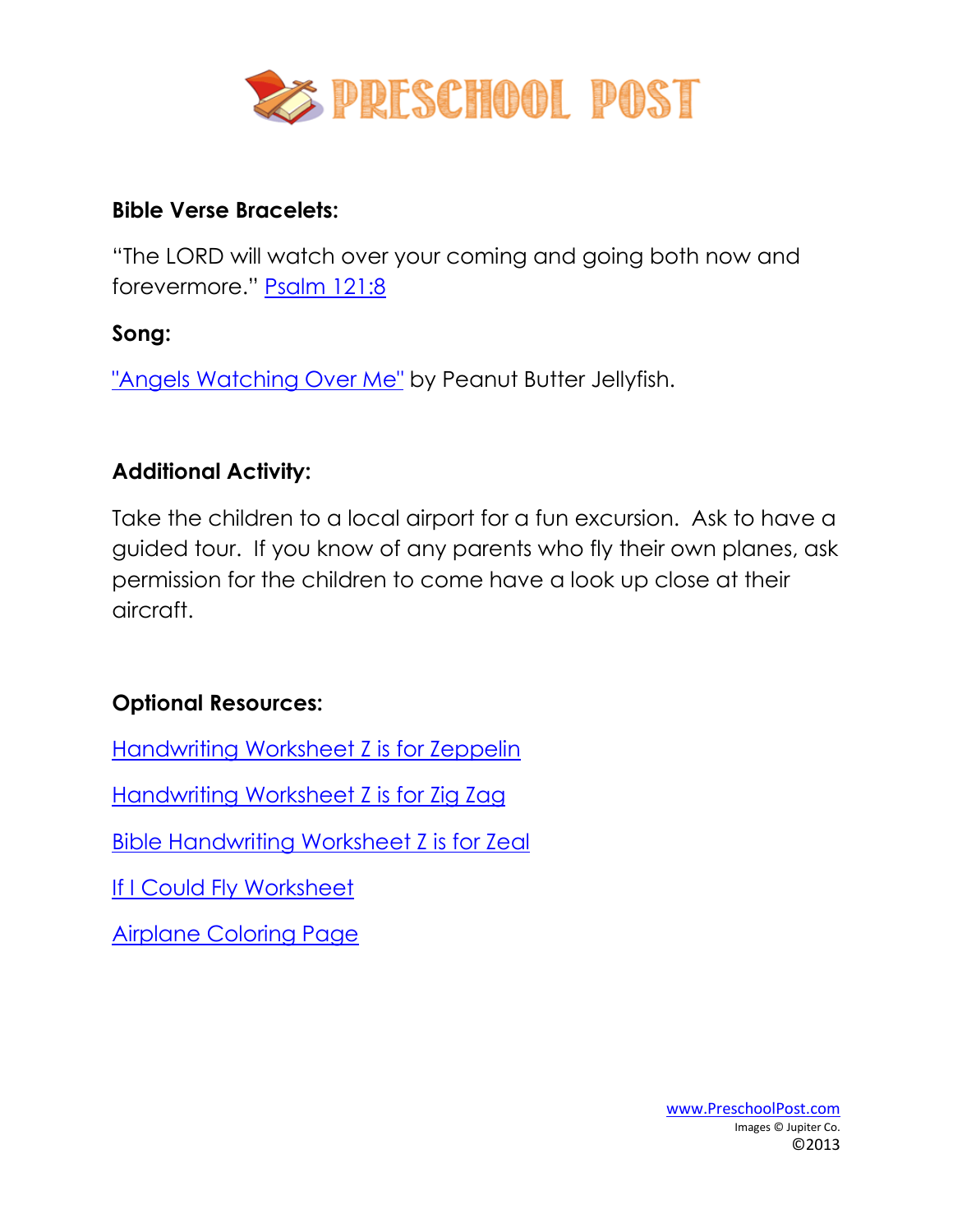**Bible Verse Bracelets:**

"The LORD will watch over your coming and going both now and forevermore." Psalm 121:8

**Song:**

"Angels Watching Over Me" by Peanut Butter Jellyfish.

**Additional Activity:**

Take the children to a local airport for a fun excursion. Ask to have a guided tour. If you know of any parents who fly their own planes, ask permission for the children to come have a look up close at their aircraft.

**Optional Resources:**

Handwriting Worksheet Z is for Zeppelin

Handwriting Worksheet Z is for Zig Zag

Bible Handwriting Worksheet Z is for Zeal

If I Could Fly Worksheet

Airplane Coloring Page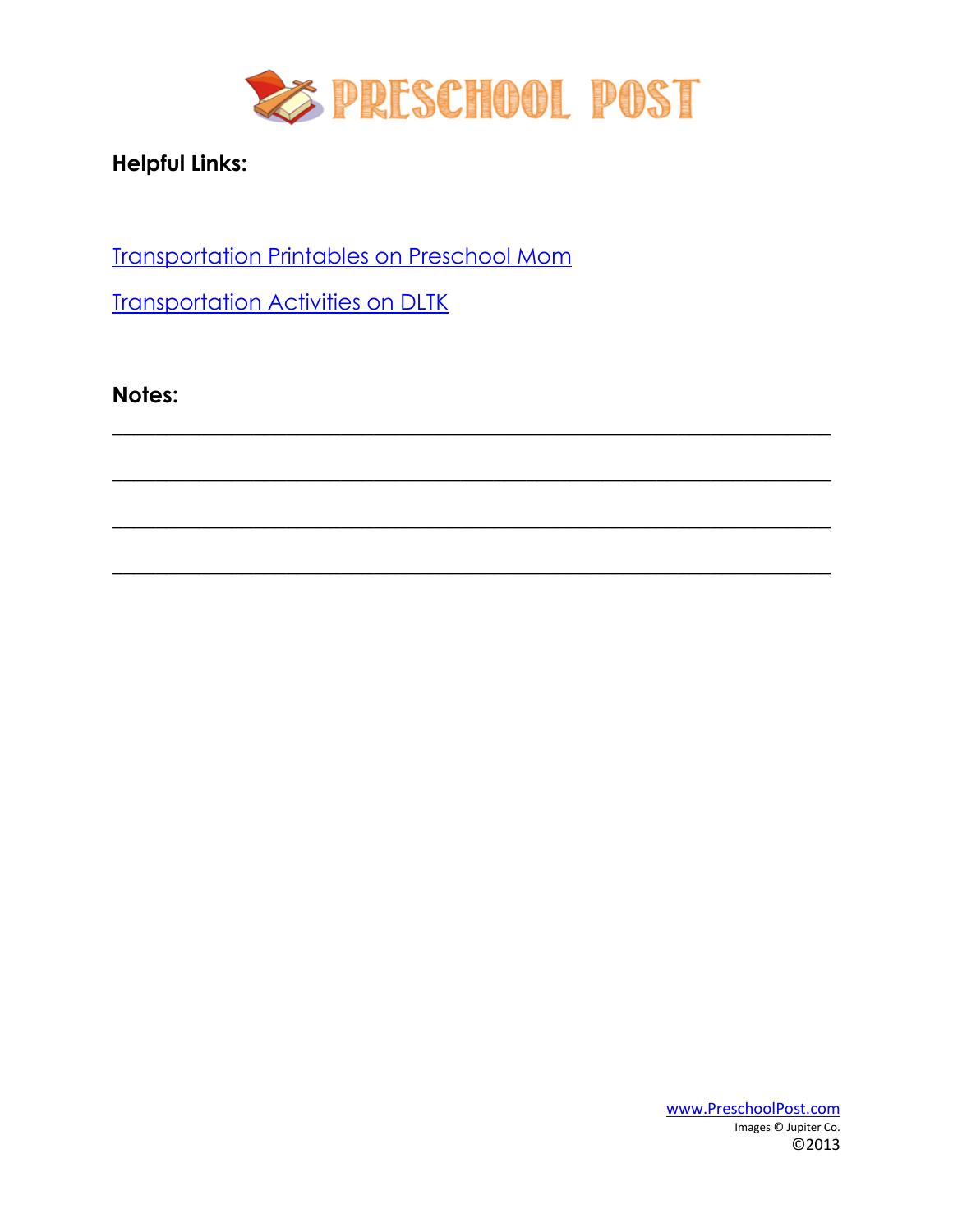**Helpful Links:**

Transportation Printables on Preschool Mom

Transportation Activities on DLTK

**Notes:**

________________________________________________________________________

________________________________________________________________________

________________________________________________________________________

________________________________________________________________________

www.PreschoolPost.com
Images © Jupiter Co.
©2013